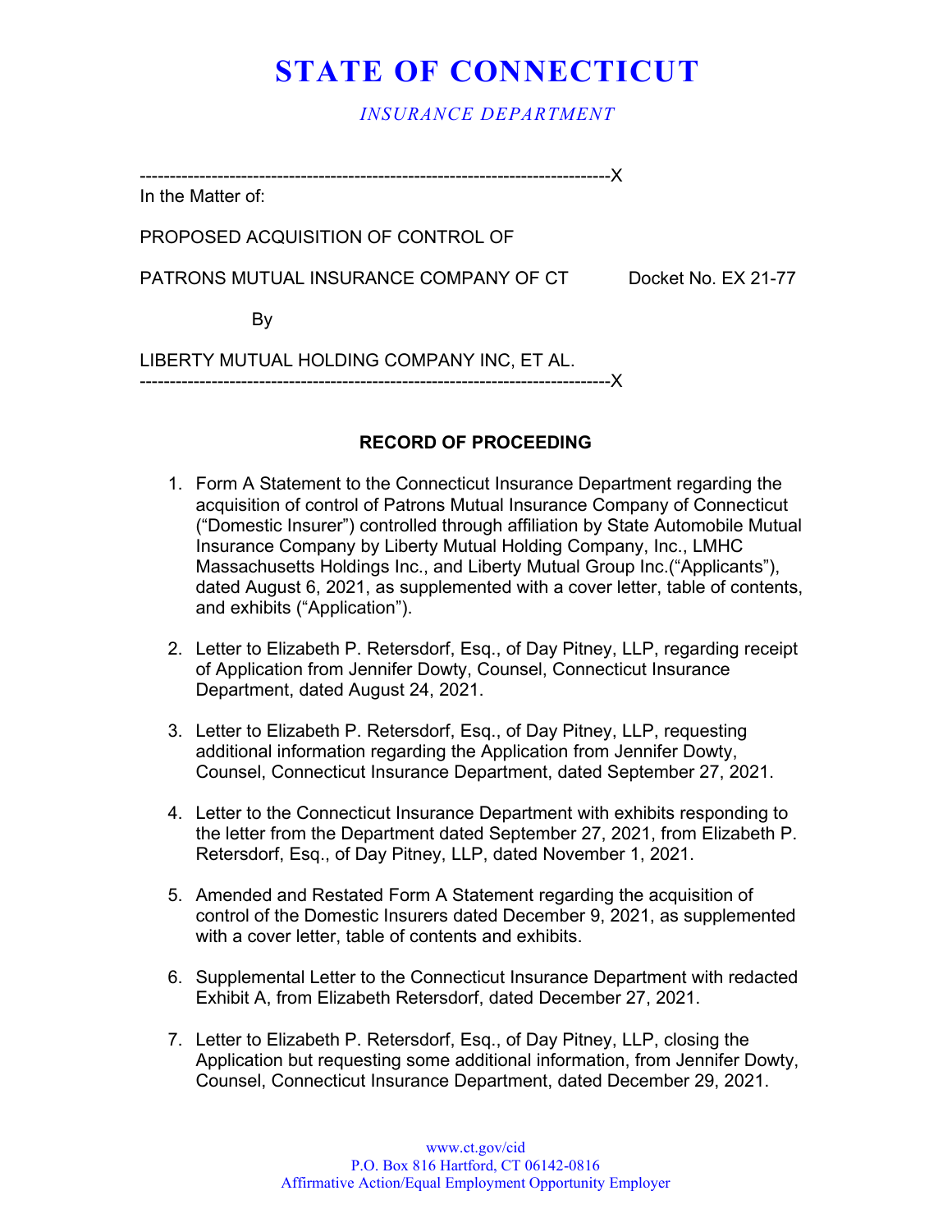# STATE OF CONNECTICUT

*INSURANCE DEPARTMENT*

---------------------------------------------------------------------------X

In the Matter of:

PROPOSED ACQUISITION OF CONTROL OF

PATRONS MUTUAL INSURANCE COMPANY OF CT Docket No. EX 21-77

By

LIBERTY MUTUAL HOLDING COMPANY INC, ET AL.

---------------------------------------------------------------------------X

**RECORD OF PROCEEDING**

1. Form A Statement to the Connecticut Insurance Department regarding the acquisition of control of Patrons Mutual Insurance Company of Connecticut ("Domestic Insurer") controlled through affiliation by State Automobile Mutual Insurance Company by Liberty Mutual Holding Company, Inc., LMHC Massachusetts Holdings Inc., and Liberty Mutual Group Inc.("Applicants"), dated August 6, 2021, as supplemented with a cover letter, table of contents, and exhibits ("Application").

2. Letter to Elizabeth P. Retersdorf, Esq., of Day Pitney, LLP, regarding receipt of Application from Jennifer Dowty, Counsel, Connecticut Insurance Department, dated August 24, 2021.

3. Letter to Elizabeth P. Retersdorf, Esq., of Day Pitney, LLP, requesting additional information regarding the Application from Jennifer Dowty, Counsel, Connecticut Insurance Department, dated September 27, 2021.

4. Letter to the Connecticut Insurance Department with exhibits responding to the letter from the Department dated September 27, 2021, from Elizabeth P. Retersdorf, Esq., of Day Pitney, LLP, dated November 1, 2021.

5. Amended and Restated Form A Statement regarding the acquisition of control of the Domestic Insurers dated December 9, 2021, as supplemented with a cover letter, table of contents and exhibits.

6. Supplemental Letter to the Connecticut Insurance Department with redacted Exhibit A, from Elizabeth Retersdorf, dated December 27, 2021.

7. Letter to Elizabeth P. Retersdorf, Esq., of Day Pitney, LLP, closing the Application but requesting some additional information, from Jennifer Dowty, Counsel, Connecticut Insurance Department, dated December 29, 2021.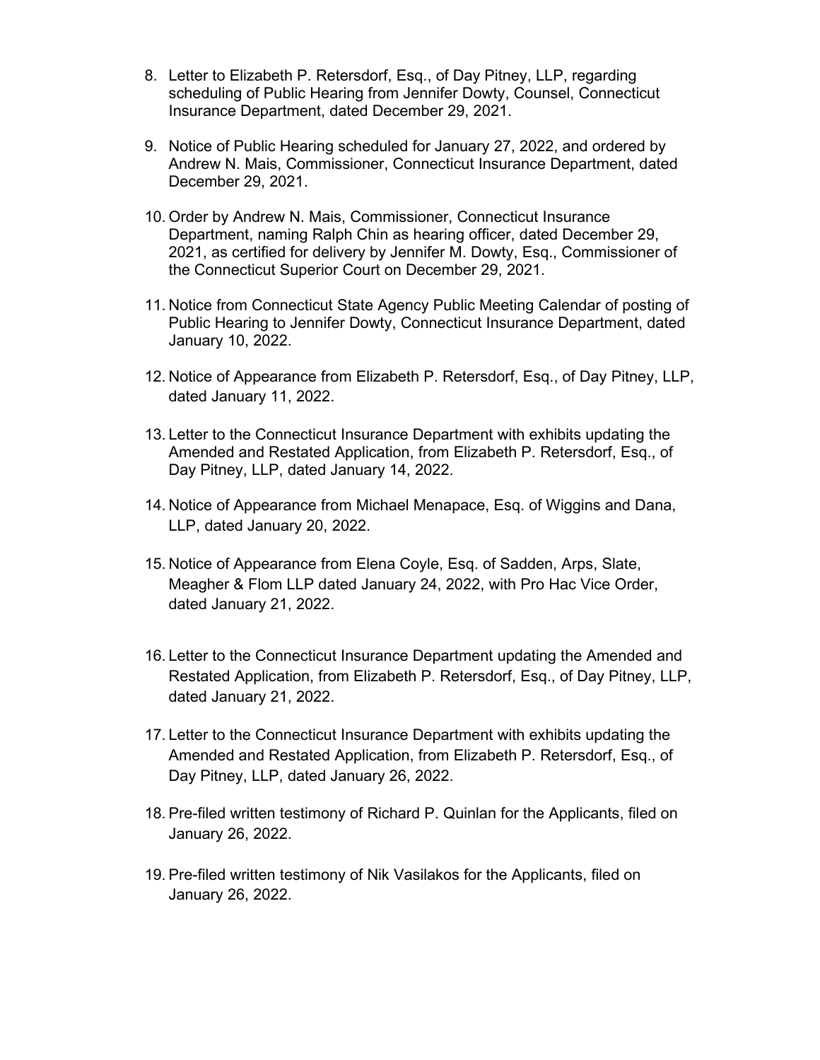8. Letter to Elizabeth P. Retersdorf, Esq., of Day Pitney, LLP, regarding scheduling of Public Hearing from Jennifer Dowty, Counsel, Connecticut Insurance Department, dated December 29, 2021.

9. Notice of Public Hearing scheduled for January 27, 2022, and ordered by Andrew N. Mais, Commissioner, Connecticut Insurance Department, dated December 29, 2021.

10. Order by Andrew N. Mais, Commissioner, Connecticut Insurance Department, naming Ralph Chin as hearing officer, dated December 29, 2021, as certified for delivery by Jennifer M. Dowty, Esq., Commissioner of the Connecticut Superior Court on December 29, 2021.

11. Notice from Connecticut State Agency Public Meeting Calendar of posting of Public Hearing to Jennifer Dowty, Connecticut Insurance Department, dated January 10, 2022.

12. Notice of Appearance from Elizabeth P. Retersdorf, Esq., of Day Pitney, LLP, dated January 11, 2022.

13. Letter to the Connecticut Insurance Department with exhibits updating the Amended and Restated Application, from Elizabeth P. Retersdorf, Esq., of Day Pitney, LLP, dated January 14, 2022.

14. Notice of Appearance from Michael Menapace, Esq. of Wiggins and Dana, LLP, dated January 20, 2022.

15. Notice of Appearance from Elena Coyle, Esq. of Sadden, Arps, Slate, Meagher & Flom LLP dated January 24, 2022, with Pro Hac Vice Order, dated January 21, 2022.

16. Letter to the Connecticut Insurance Department updating the Amended and Restated Application, from Elizabeth P. Retersdorf, Esq., of Day Pitney, LLP, dated January 21, 2022.

17. Letter to the Connecticut Insurance Department with exhibits updating the Amended and Restated Application, from Elizabeth P. Retersdorf, Esq., of Day Pitney, LLP, dated January 26, 2022.

18. Pre-filed written testimony of Richard P. Quinlan for the Applicants, filed on January 26, 2022.

19. Pre-filed written testimony of Nik Vasilakos for the Applicants, filed on January 26, 2022.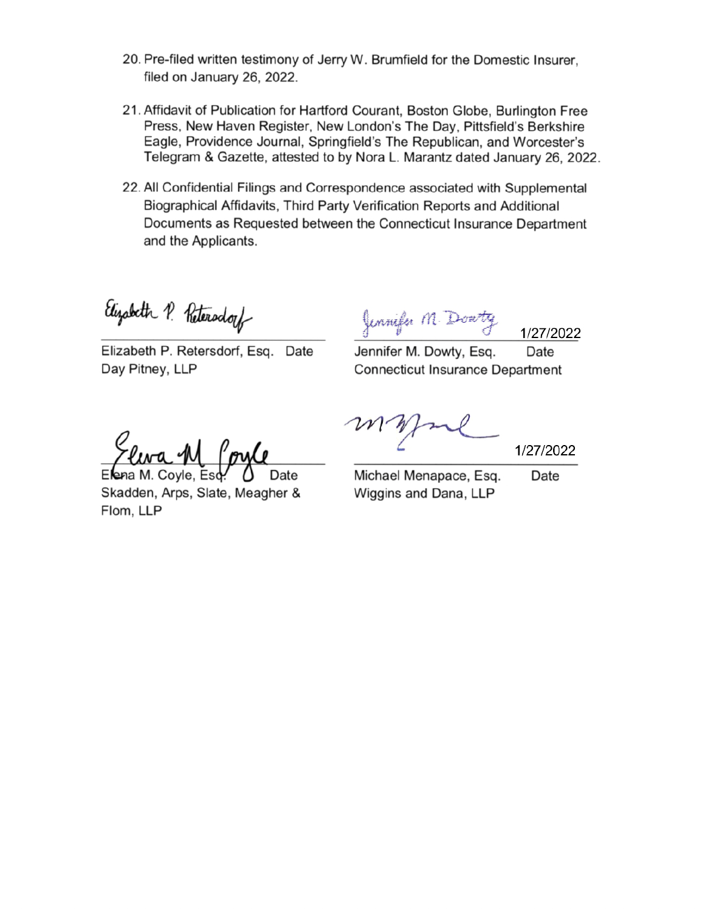20. Pre-filed written testimony of Jerry W. Brumfield for the Domestic Insurer, filed on January 26, 2022.

21. Affidavit of Publication for Hartford Courant, Boston Globe, Burlington Free Press, New Haven Register, New London's The Day, Pittsfield's Berkshire Eagle, Providence Journal, Springfield's The Republican, and Worcester's Telegram & Gazette, attested to by Nora L. Marantz dated January 26, 2022.

22. All Confidential Filings and Correspondence associated with Supplemental Biographical Affidavits, Third Party Verification Reports and Additional Documents as Requested between the Connecticut Insurance Department and the Applicants.

Elizabeth P. Retersdorf

Elizabeth P. Retersdorf, Esq. Date
Day Pitney, LLP

Jennifer M. Dowty 1/27/2022

Jennifer M. Dowty, Esq. Date
Connecticut Insurance Department

Elena M Coyle

Elena M. Coyle, Esq. Date
Skadden, Arps, Slate, Meagher & Flom, LLP

1/27/2022

Michael Menapace, Esq. Date
Wiggins and Dana, LLP